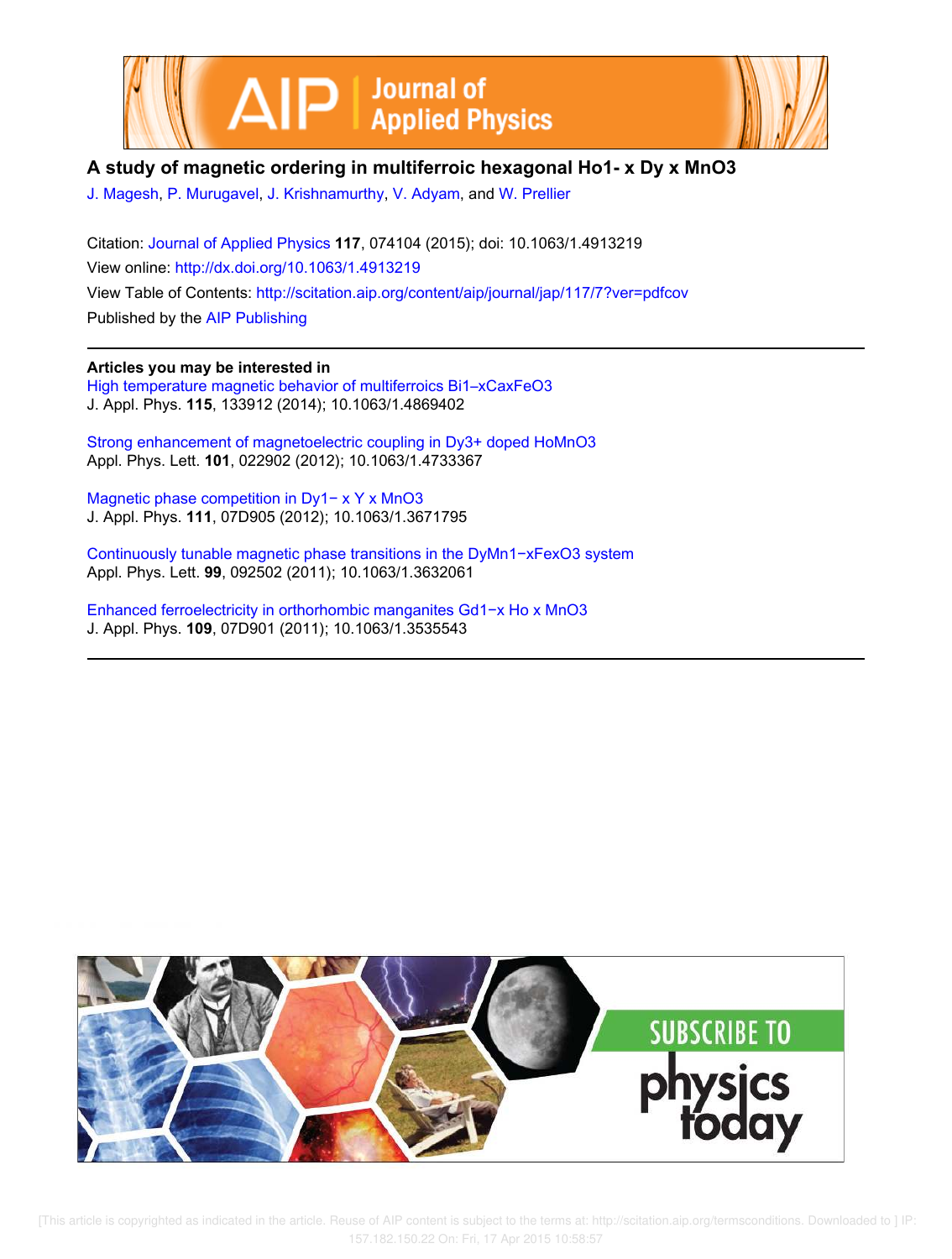# A study of magnetic ordering in multiferroic hexagonal $Ho_{1-x}Dy_xMnO_3$

J. Magesh, P. Murugavel, J. Krishnamurthy, V. Adyam, and W. Prellier

Citation: Journal of Applied Physics **117**, 074104 (2015); doi: 10.1063/1.4913219

View online: http://dx.doi.org/10.1063/1.4913219

View Table of Contents: http://scitation.aip.org/content/aip/journal/jap/117/7?ver=pdfcov

Published by the AIP Publishing

**Articles you may be interested in**

High temperature magnetic behavior of multiferroics $Bi_{1-x}Ca_xFeO_3$
J. Appl. Phys. **115**, 133912 (2014); 10.1063/1.4869402

Strong enhancement of magnetoelectric coupling in $Dy^{3+}$ doped $HoMnO_3$
Appl. Phys. Lett. **101**, 022902 (2012); 10.1063/1.4733367

Magnetic phase competition in $Dy_{1-x}Y_xMnO_3$
J. Appl. Phys. **111**, 07D905 (2012); 10.1063/1.3671795

Continuously tunable magnetic phase transitions in the $DyMn_{1-x}Fe_xO_3$ system
Appl. Phys. Lett. **99**, 092502 (2011); 10.1063/1.3632061

Enhanced ferroelectricity in orthorhombic manganites $Gd_{1-x}Ho_xMnO_3$
J. Appl. Phys. **109**, 07D901 (2011); 10.1063/1.3535543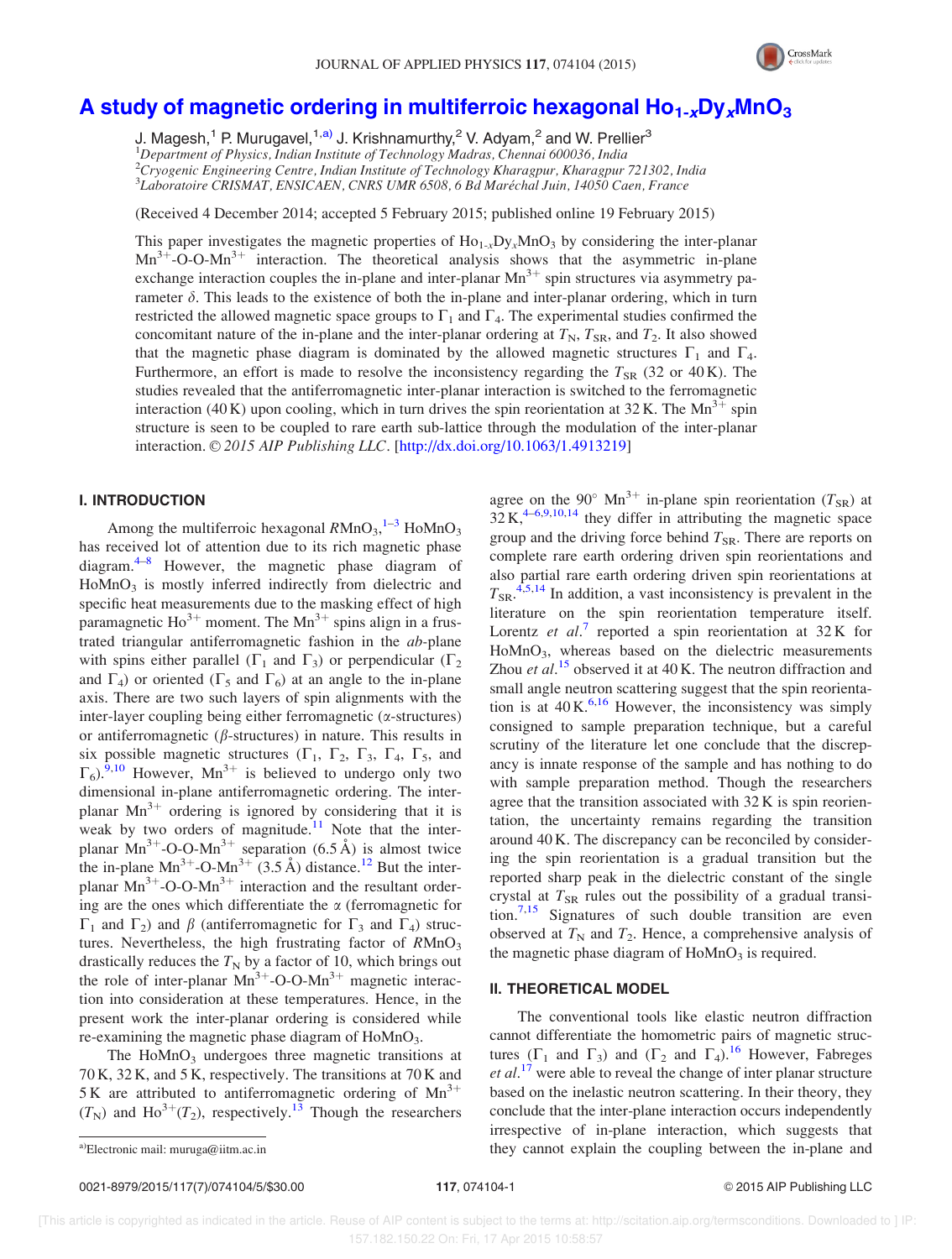# A study of magnetic ordering in multiferroic hexagonal $Ho_{1-x}Dy_xMnO_3$

J. Magesh,[1] P. Murugavel,[1,a)] J. Krishnamurthy,[2] V. Adyam,[2] and W. Prellier[3]

[1]*Department of Physics, Indian Institute of Technology Madras, Chennai 600036, India*
[2]*Cryogenic Engineering Centre, Indian Institute of Technology Kharagpur, Kharagpur 721302, India*
[3]*Laboratoire CRISMAT, ENSICAEN, CNRS UMR 6508, 6 Bd Maréchal Juin, 14050 Caen, France*

(Received 4 December 2014; accepted 5 February 2015; published online 19 February 2015)

This paper investigates the magnetic properties of $Ho_{1-x}Dy_xMnO_3$ by considering the inter-planar $Mn^{3+}$-O-O-$Mn^{3+}$ interaction. The theoretical analysis shows that the asymmetric in-plane exchange interaction couples the in-plane and inter-planar $Mn^{3+}$ spin structures via asymmetry parameter $\delta$. This leads to the existence of both the in-plane and inter-planar ordering, which in turn restricted the allowed magnetic space groups to $\Gamma_1$ and $\Gamma_4$. The experimental studies confirmed the concomitant nature of the in-plane and the inter-planar ordering at $T_N$, $T_{SR}$, and $T_2$. It also showed that the magnetic phase diagram is dominated by the allowed magnetic structures $\Gamma_1$ and $\Gamma_4$. Furthermore, an effort is made to resolve the inconsistency regarding the $T_{SR}$ (32 or 40 K). The studies revealed that the antiferromagnetic inter-planar interaction is switched to the ferromagnetic interaction (40 K) upon cooling, which in turn drives the spin reorientation at 32 K. The $Mn^{3+}$ spin structure is seen to be coupled to rare earth sub-lattice through the modulation of the inter-planar interaction. *© 2015 AIP Publishing LLC*. [http://dx.doi.org/10.1063/1.4913219]

## I. INTRODUCTION

Among the multiferroic hexagonal $RMnO_3$,[1–3] $HoMnO_3$ has received lot of attention due to its rich magnetic phase diagram.[4–8] However, the magnetic phase diagram of $HoMnO_3$ is mostly inferred indirectly from dielectric and specific heat measurements due to the masking effect of high paramagnetic $Ho^{3+}$ moment. The $Mn^{3+}$ spins align in a frustrated triangular antiferromagnetic fashion in the *ab*-plane with spins either parallel ($\Gamma_1$ and $\Gamma_3$) or perpendicular ($\Gamma_2$ and $\Gamma_4$) or oriented ($\Gamma_5$ and $\Gamma_6$) at an angle to the in-plane axis. There are two such layers of spin alignments with the inter-layer coupling being either ferromagnetic ($\alpha$-structures) or antiferromagnetic ($\beta$-structures) in nature. This results in six possible magnetic structures ($\Gamma_1$, $\Gamma_2$, $\Gamma_3$, $\Gamma_4$, $\Gamma_5$, and $\Gamma_6$).[9,10] However, $Mn^{3+}$ is believed to undergo only two dimensional in-plane antiferromagnetic ordering. The inter-planar $Mn^{3+}$ ordering is ignored by considering that it is weak by two orders of magnitude.[11] Note that the inter-planar $Mn^{3+}$-O-O-$Mn^{3+}$ separation (6.5 Å) is almost twice the in-plane $Mn^{3+}$-O-$Mn^{3+}$ (3.5 Å) distance.[12] But the inter-planar $Mn^{3+}$-O-O-$Mn^{3+}$ interaction and the resultant ordering are the ones which differentiate the $\alpha$ (ferromagnetic for $\Gamma_1$ and $\Gamma_2$) and $\beta$ (antiferromagnetic for $\Gamma_3$ and $\Gamma_4$) structures. Nevertheless, the high frustrating factor of $RMnO_3$ drastically reduces the $T_N$ by a factor of 10, which brings out the role of inter-planar $Mn^{3+}$-O-O-$Mn^{3+}$ magnetic interaction into consideration at these temperatures. Hence, in the present work the inter-planar ordering is considered while re-examining the magnetic phase diagram of $HoMnO_3$.

The $HoMnO_3$ undergoes three magnetic transitions at 70 K, 32 K, and 5 K, respectively. The transitions at 70 K and 5 K are attributed to antiferromagnetic ordering of $Mn^{3+}$ ($T_N$) and $Ho^{3+}$($T_2$), respectively.[13] Though the researchers agree on the 90° $Mn^{3+}$ in-plane spin reorientation ($T_{SR}$) at 32 K,[4–6,9,10,14] they differ in attributing the magnetic space group and the driving force behind $T_{SR}$. There are reports on complete rare earth ordering driven spin reorientations and also partial rare earth ordering driven spin reorientations at $T_{SR}$.[4,5,14] In addition, a vast inconsistency is prevalent in the literature on the spin reorientation temperature itself. Lorentz *et al.*[7] reported a spin reorientation at 32 K for $HoMnO_3$, whereas based on the dielectric measurements Zhou *et al.*[15] observed it at 40 K. The neutron diffraction and small angle neutron scattering suggest that the spin reorientation is at 40 K.[6,16] However, the inconsistency was simply consigned to sample preparation technique, but a careful scrutiny of the literature let one conclude that the discrepancy is innate response of the sample and has nothing to do with sample preparation method. Though the researchers agree that the transition associated with 32 K is spin reorientation, the uncertainty remains regarding the transition around 40 K. The discrepancy can be reconciled by considering the spin reorientation is a gradual transition but the reported sharp peak in the dielectric constant of the single crystal at $T_{SR}$ rules out the possibility of a gradual transition.[7,15] Signatures of such double transition are even observed at $T_N$ and $T_2$. Hence, a comprehensive analysis of the magnetic phase diagram of $HoMnO_3$ is required.

## II. THEORETICAL MODEL

The conventional tools like elastic neutron diffraction cannot differentiate the homometric pairs of magnetic structures ($\Gamma_1$ and $\Gamma_3$) and ($\Gamma_2$ and $\Gamma_4$).[16] However, Fabreges *et al.*[17] were able to reveal the change of inter planar structure based on the inelastic neutron scattering. In their theory, they conclude that the inter-plane interaction occurs independently irrespective of in-plane interaction, which suggests that they cannot explain the coupling between the in-plane and

a)Electronic mail: muruga@iitm.ac.in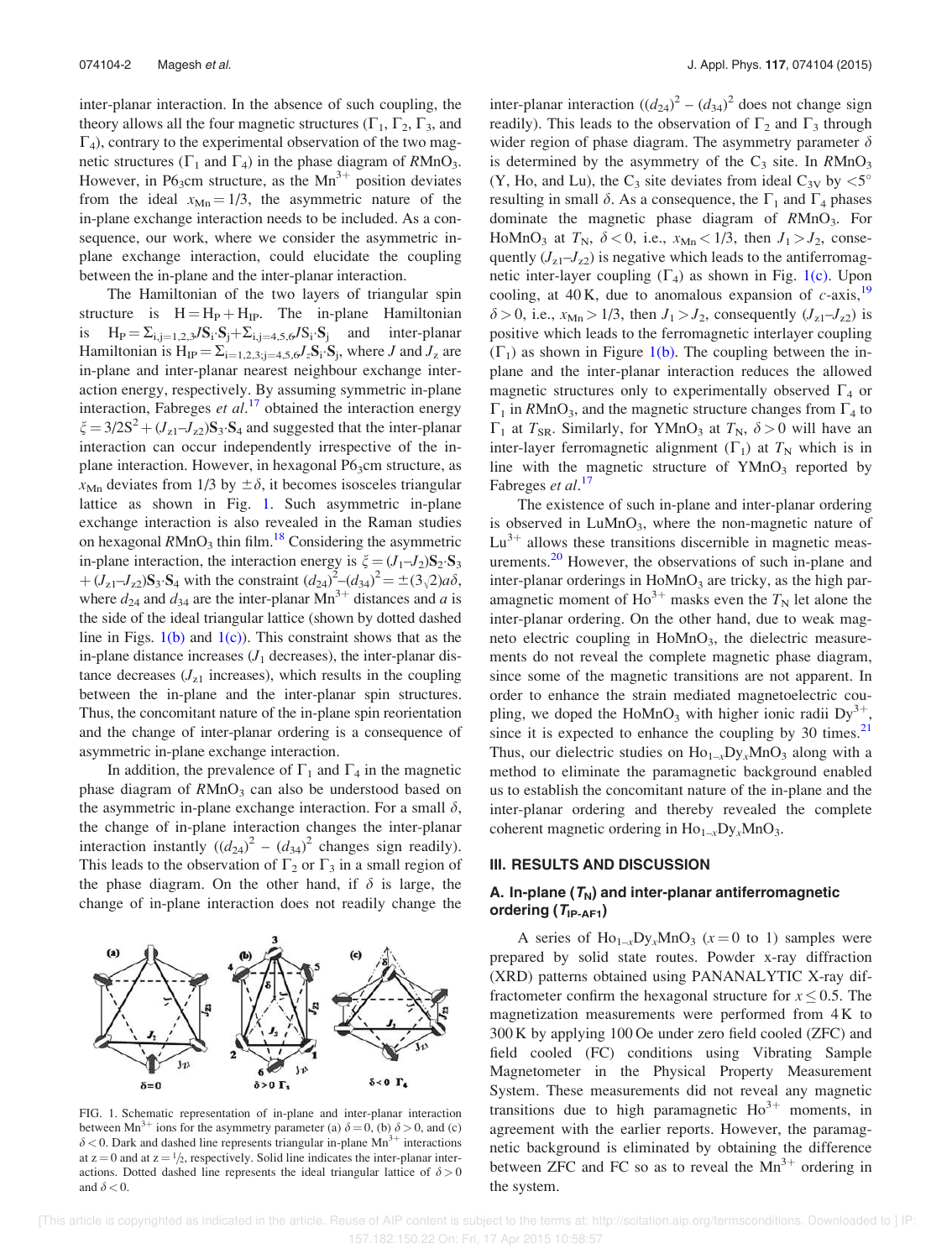inter-planar interaction. In the absence of such coupling, the theory allows all the four magnetic structures ($\Gamma_1$, $\Gamma_2$, $\Gamma_3$, and $\Gamma_4$), contrary to the experimental observation of the two magnetic structures ($\Gamma_1$ and $\Gamma_4$) in the phase diagram of $RMnO_3$. However, in $P6_3cm$ structure, as the $Mn^{3+}$ position deviates from the ideal $x_{Mn} = 1/3$, the asymmetric nature of the in-plane exchange interaction needs to be included. As a consequence, our work, where we consider the asymmetric in-plane exchange interaction, could elucidate the coupling between the in-plane and the inter-planar interaction.

The Hamiltonian of the two layers of triangular spin structure is $H = H_P + H_{IP}$. The in-plane Hamiltonian is $H_P = \Sigma_{i,j=1,2,3} J\mathbf{S}_i \cdot \mathbf{S}_j + \Sigma_{i,j=4,5,6} J\mathbf{S}_i \cdot \mathbf{S}_j$ and inter-planar Hamiltonian is $H_{IP} = \Sigma_{i=1,2,3;j=4,5,6} J_z \mathbf{S}_i \cdot \mathbf{S}_j$, where $J$ and $J_z$ are in-plane and inter-planar nearest neighbour exchange interaction energy, respectively. By assuming symmetric in-plane interaction, Fabreges *et al.*[17] obtained the interaction energy $\xi = 3/2S^2 + (J_{z1} - J_{z2})\mathbf{S}_3 \cdot \mathbf{S}_4$ and suggested that the inter-planar interaction can occur independently irrespective of the in-plane interaction. However, in hexagonal $P6_3cm$ structure, as $x_{Mn}$ deviates from 1/3 by $\pm\delta$, it becomes isosceles triangular lattice as shown in Fig. 1. Such asymmetric in-plane exchange interaction is also revealed in the Raman studies on hexagonal $RMnO_3$ thin film.[18] Considering the asymmetric in-plane interaction, the interaction energy is $\xi = (J_1 - J_2)\mathbf{S}_2 \cdot \mathbf{S}_3 + (J_{z1} - J_{z2})\mathbf{S}_3 \cdot \mathbf{S}_4$ with the constraint $(d_{24})^2 - (d_{34})^2 = \pm(3\sqrt{2})a\delta$, where $d_{24}$ and $d_{34}$ are the inter-planar $Mn^{3+}$ distances and $a$ is the side of the ideal triangular lattice (shown by dotted dashed line in Figs. 1(b) and 1(c)). This constraint shows that as the in-plane distance increases ($J_1$ decreases), the inter-planar distance decreases ($J_{z1}$ increases), which results in the coupling between the in-plane and the inter-planar spin structures. Thus, the concomitant nature of the in-plane spin reorientation and the change of inter-planar ordering is a consequence of asymmetric in-plane exchange interaction.

In addition, the prevalence of $\Gamma_1$ and $\Gamma_4$ in the magnetic phase diagram of $RMnO_3$ can also be understood based on the asymmetric in-plane exchange interaction. For a small $\delta$, the change of in-plane interaction changes the inter-planar interaction instantly ($(d_{24})^2 - (d_{34})^2$ changes sign readily). This leads to the observation of $\Gamma_2$ or $\Gamma_3$ in a small region of the phase diagram. On the other hand, if $\delta$ is large, the change of in-plane interaction does not readily change the inter-planar interaction ($(d_{24})^2 - (d_{34})^2$ does not change sign readily). This leads to the observation of $\Gamma_2$ and $\Gamma_3$ through wider region of phase diagram. The asymmetry parameter $\delta$ is determined by the asymmetry of the $C_3$ site. In $RMnO_3$ (Y, Ho, and Lu), the $C_3$ site deviates from ideal $C_{3V}$ by $<5°$ resulting in small $\delta$. As a consequence, the $\Gamma_1$ and $\Gamma_4$ phases dominate the magnetic phase diagram of $RMnO_3$. For $HoMnO_3$ at $T_N$, $\delta < 0$, i.e., $x_{Mn} < 1/3$, then $J_1 > J_2$, consequently ($J_{z1}$–$J_{z2}$) is negative which leads to the antiferromagnetic inter-layer coupling ($\Gamma_4$) as shown in Fig. 1(c). Upon cooling, at 40 K, due to anomalous expansion of $c$-axis,[19] $\delta > 0$, i.e., $x_{Mn} > 1/3$, then $J_1 > J_2$, consequently ($J_{z1}$–$J_{z2}$) is positive which leads to the ferromagnetic interlayer coupling ($\Gamma_1$) as shown in Figure 1(b). The coupling between the in-plane and the inter-planar interaction reduces the allowed magnetic structures only to experimentally observed $\Gamma_4$ or $\Gamma_1$ in $RMnO_3$, and the magnetic structure changes from $\Gamma_4$ to $\Gamma_1$ at $T_{SR}$. Similarly, for $YMnO_3$ at $T_N$, $\delta > 0$ will have an inter-layer ferromagnetic alignment ($\Gamma_1$) at $T_N$ which is in line with the magnetic structure of $YMnO_3$ reported by Fabreges *et al.*[17]

The existence of such in-plane and inter-planar ordering is observed in $LuMnO_3$, where the non-magnetic nature of $Lu^{3+}$ allows these transitions discernible in magnetic measurements.[20] However, the observations of such in-plane and inter-planar orderings in $HoMnO_3$ are tricky, as the high paramagnetic moment of $Ho^{3+}$ masks even the $T_N$ let alone the inter-planar ordering. On the other hand, due to weak magneto electric coupling in $HoMnO_3$, the dielectric measurements do not reveal the complete magnetic phase diagram, since some of the magnetic transitions are not apparent. In order to enhance the strain mediated magnetoelectric coupling, we doped the $HoMnO_3$ with higher ionic radii $Dy^{3+}$, since it is expected to enhance the coupling by 30 times.[21] Thus, our dielectric studies on $Ho_{1-x}Dy_xMnO_3$ along with a method to eliminate the paramagnetic background enabled us to establish the concomitant nature of the in-plane and the inter-planar ordering and thereby revealed the complete coherent magnetic ordering in $Ho_{1-x}Dy_xMnO_3$.

FIG. 1. Schematic representation of in-plane and inter-planar interaction between $Mn^{3+}$ ions for the asymmetry parameter (a) $\delta = 0$, (b) $\delta > 0$, and (c) $\delta < 0$. Dark and dashed line represents triangular in-plane $Mn^{3+}$ interactions at $z = 0$ and at $z = 1/2$, respectively. Solid line indicates the inter-planar interactions. Dotted dashed line represents the ideal triangular lattice of $\delta > 0$ and $\delta < 0$.

## III. RESULTS AND DISCUSSION

### A. In-plane ($T_N$) and inter-planar antiferromagnetic ordering ($T_{IP\text{-}AF1}$)

A series of $Ho_{1-x}Dy_xMnO_3$ ($x = 0$ to 1) samples were prepared by solid state routes. Powder x-ray diffraction (XRD) patterns obtained using PANANALYTIC X-ray diffractometer confirm the hexagonal structure for $x \leq 0.5$. The magnetization measurements were performed from 4 K to 300 K by applying 100 Oe under zero field cooled (ZFC) and field cooled (FC) conditions using Vibrating Sample Magnetometer in the Physical Property Measurement System. These measurements did not reveal any magnetic transitions due to high paramagnetic $Ho^{3+}$ moments, in agreement with the earlier reports. However, the paramagnetic background is eliminated by obtaining the difference between ZFC and FC so as to reveal the $Mn^{3+}$ ordering in the system.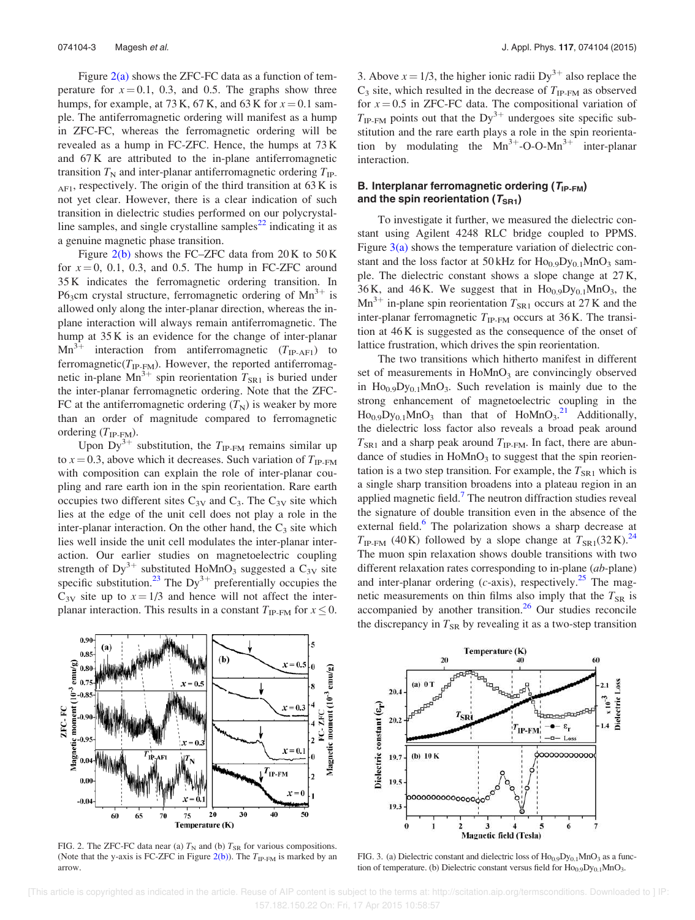Figure 2(a) shows the ZFC-FC data as a function of temperature for $x = 0.1$, 0.3, and 0.5. The graphs show three humps, for example, at 73 K, 67 K, and 63 K for $x = 0.1$ sample. The antiferromagnetic ordering will manifest as a hump in ZFC-FC, whereas the ferromagnetic ordering will be revealed as a hump in FC-ZFC. Hence, the humps at 73 K and 67 K are attributed to the in-plane antiferromagnetic transition $T_N$ and inter-planar antiferromagnetic ordering $T_{IP\text{-}AF1}$, respectively. The origin of the third transition at 63 K is not yet clear. However, there is a clear indication of such transition in dielectric studies performed on our polycrystalline samples, and single crystalline samples[22] indicating it as a genuine magnetic phase transition.

Figure 2(b) shows the FC–ZFC data from 20 K to 50 K for $x = 0$, 0.1, 0.3, and 0.5. The hump in FC-ZFC around 35 K indicates the ferromagnetic ordering transition. In P6$_3$cm crystal structure, ferromagnetic ordering of $Mn^{3+}$ is allowed only along the inter-planar direction, whereas the in-plane interaction will always remain antiferromagnetic. The hump at 35 K is an evidence for the change of inter-planar $Mn^{3+}$ interaction from antiferromagnetic ($T_{IP\text{-}AF1}$) to ferromagnetic($T_{IP\text{-}FM}$). However, the reported antiferromagnetic in-plane $Mn^{3+}$ spin reorientation $T_{SR1}$ is buried under the inter-planar ferromagnetic ordering. Note that the ZFC-FC at the antiferromagnetic ordering ($T_N$) is weaker by more than an order of magnitude compared to ferromagnetic ordering ($T_{IP\text{-}FM}$).

Upon $Dy^{3+}$ substitution, the $T_{IP\text{-}FM}$ remains similar up to $x = 0.3$, above which it decreases. Such variation of $T_{IP\text{-}FM}$ with composition can explain the role of inter-planar coupling and rare earth ion in the spin reorientation. Rare earth occupies two different sites $C_{3V}$ and $C_3$. The $C_{3V}$ site which lies at the edge of the unit cell does not play a role in the inter-planar interaction. On the other hand, the $C_3$ site which lies well inside the unit cell modulates the inter-planar interaction. Our earlier studies on magnetoelectric coupling strength of $Dy^{3+}$ substituted $HoMnO_3$ suggested a $C_{3V}$ site specific substitution.[23] The $Dy^{3+}$ preferentially occupies the $C_{3V}$ site up to $x = 1/3$ and hence will not affect the inter-planar interaction. This results in a constant $T_{IP\text{-}FM}$ for $x \leq 0.3$. Above $x = 1/3$, the higher ionic radii $Dy^{3+}$ also replace the $C_3$ site, which resulted in the decrease of $T_{IP\text{-}FM}$ as observed for $x = 0.5$ in ZFC-FC data. The compositional variation of $T_{IP\text{-}FM}$ points out that the $Dy^{3+}$ undergoes site specific substitution and the rare earth plays a role in the spin reorientation by modulating the $Mn^{3+}$-O-O-$Mn^{3+}$ inter-planar interaction.

FIG. 2. The ZFC-FC data near (a) $T_N$ and (b) $T_{SR}$ for various compositions. (Note that the y-axis is FC-ZFC in Figure 2(b)). The $T_{IP\text{-}FM}$ is marked by an arrow.

### B. Interplanar ferromagnetic ordering ($T_{IP\text{-}FM}$) and the spin reorientation ($T_{SR1}$)

To investigate it further, we measured the dielectric constant using Agilent 4248 RLC bridge coupled to PPMS. Figure 3(a) shows the temperature variation of dielectric constant and the loss factor at 50 kHz for $Ho_{0.9}Dy_{0.1}MnO_3$ sample. The dielectric constant shows a slope change at 27 K, 36 K, and 46 K. We suggest that in $Ho_{0.9}Dy_{0.1}MnO_3$, the $Mn^{3+}$ in-plane spin reorientation $T_{SR1}$ occurs at 27 K and the inter-planar ferromagnetic $T_{IP\text{-}FM}$ occurs at 36 K. The transition at 46 K is suggested as the consequence of the onset of lattice frustration, which drives the spin reorientation.

The two transitions which hitherto manifest in different set of measurements in $HoMnO_3$ are convincingly observed in $Ho_{0.9}Dy_{0.1}MnO_3$. Such revelation is mainly due to the strong enhancement of magnetoelectric coupling in $Ho_{0.9}Dy_{0.1}MnO_3$ than that of $HoMnO_3$.[21] Additionally, the dielectric loss factor also reveals a broad peak around $T_{SR1}$ and a sharp peak around $T_{IP\text{-}FM}$. In fact, there are abundance of studies in $HoMnO_3$ to suggest that the spin reorientation is a two step transition. For example, the $T_{SR1}$ which is a single sharp transition broadens into a plateau region in an applied magnetic field.[7] The neutron diffraction studies reveal the signature of double transition even in the absence of the external field.[6] The polarization shows a sharp decrease at $T_{IP\text{-}FM}$ (40 K) followed by a slope change at $T_{SR1}$(32 K).[24] The muon spin relaxation shows double transitions with two different relaxation rates corresponding to in-plane (*ab*-plane) and inter-planar ordering (*c*-axis), respectively.[25] The magnetic measurements on thin films also imply that the $T_{SR}$ is accompanied by another transition.[26] Our studies reconcile the discrepancy in $T_{SR}$ by revealing it as a two-step transition

FIG. 3. (a) Dielectric constant and dielectric loss of $Ho_{0.9}Dy_{0.1}MnO_3$ as a function of temperature. (b) Dielectric constant versus field for $Ho_{0.9}Dy_{0.1}MnO_3$.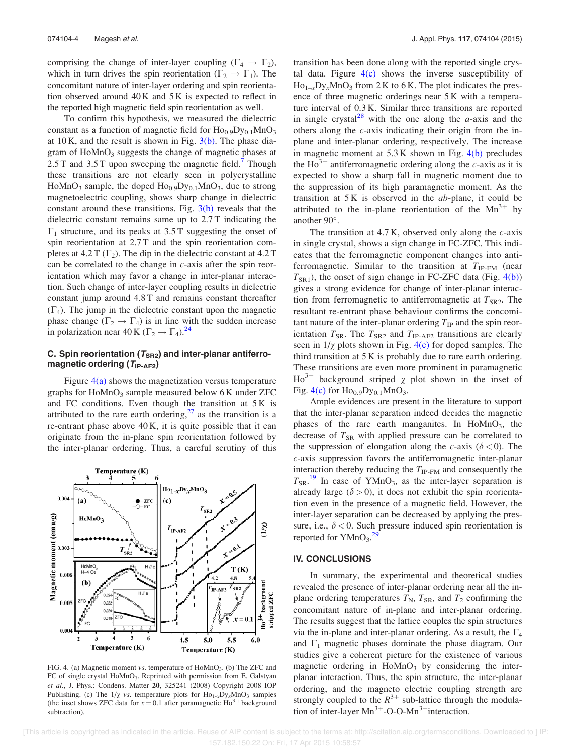comprising the change of inter-layer coupling ($\Gamma_4 \rightarrow \Gamma_2$), which in turn drives the spin reorientation ($\Gamma_2 \rightarrow \Gamma_1$). The concomitant nature of inter-layer ordering and spin reorientation observed around 40 K and 5 K is expected to reflect in the reported high magnetic field spin reorientation as well.

To confirm this hypothesis, we measured the dielectric constant as a function of magnetic field for $Ho_{0.9}Dy_{0.1}MnO_3$ at 10 K, and the result is shown in Fig. 3(b). The phase diagram of $HoMnO_3$ suggests the change of magnetic phases at 2.5 T and 3.5 T upon sweeping the magnetic field.[7] Though these transitions are not clearly seen in polycrystalline $HoMnO_3$ sample, the doped $Ho_{0.9}Dy_{0.1}MnO_3$, due to strong magnetoelectric coupling, shows sharp change in dielectric constant around these transitions. Fig. 3(b) reveals that the dielectric constant remains same up to 2.7 T indicating the $\Gamma_1$ structure, and its peaks at 3.5 T suggesting the onset of spin reorientation at 2.7 T and the spin reorientation completes at 4.2 T ($\Gamma_2$). The dip in the dielectric constant at 4.2 T can be correlated to the change in *c*-axis after the spin reorientation which may favor a change in inter-planar interaction. Such change of inter-layer coupling results in dielectric constant jump around 4.8 T and remains constant thereafter ($\Gamma_4$). The jump in the dielectric constant upon the magnetic phase change ($\Gamma_2 \rightarrow \Gamma_4$) is in line with the sudden increase in polarization near 40 K ($\Gamma_2 \rightarrow \Gamma_4$).[24]

### C. Spin reorientation ($T_{SR2}$) and inter-planar antiferromagnetic ordering ($T_{IP\text{-}AF2}$)

Figure 4(a) shows the magnetization versus temperature graphs for $HoMnO_3$ sample measured below 6 K under ZFC and FC conditions. Even though the transition at 5 K is attributed to the rare earth ordering,[27] as the transition is a re-entrant phase above 40 K, it is quite possible that it can originate from the in-plane spin reorientation followed by the inter-planar ordering. Thus, a careful scrutiny of this transition has been done along with the reported single crystal data. Figure 4(c) shows the inverse susceptibility of $Ho_{1-x}Dy_xMnO_3$ from 2 K to 6 K. The plot indicates the presence of three magnetic orderings near 5 K with a temperature interval of 0.3 K. Similar three transitions are reported in single crystal[28] with the one along the *a*-axis and the others along the *c*-axis indicating their origin from the in-plane and inter-planar ordering, respectively. The increase in magnetic moment at 5.3 K shown in Fig. 4(b) precludes the $Ho^{3+}$ antiferromagnetic ordering along the *c*-axis as it is expected to show a sharp fall in magnetic moment due to the suppression of its high paramagnetic moment. As the transition at 5 K is observed in the *ab*-plane, it could be attributed to the in-plane reorientation of the $Mn^{3+}$ by another 90°.

FIG. 4. (a) Magnetic moment *vs.* temperature of $HoMnO_3$. (b) The ZFC and FC of single crystal $HoMnO_3$. Reprinted with permission from E. Galstyan *et al.*, J. Phys.: Condens. Matter **20**, 325241 (2008) Copyright 2008 IOP Publishing. (c) The $1/\chi$ *vs.* temperature plots for $Ho_{1-x}Dy_xMnO_3$ samples (the inset shows ZFC data for $x = 0.1$ after paramagnetic $Ho^{3+}$ background subtraction).

The transition at 4.7 K, observed only along the *c*-axis in single crystal, shows a sign change in FC-ZFC. This indicates that the ferromagnetic component changes into antiferromagnetic. Similar to the transition at $T_{IP\text{-}FM}$ (near $T_{SR1}$), the onset of sign change in FC-ZFC data (Fig. 4(b)) gives a strong evidence for change of inter-planar interaction from ferromagnetic to antiferromagnetic at $T_{SR2}$. The resultant re-entrant phase behaviour confirms the concomitant nature of the inter-planar ordering $T_{IP}$ and the spin reorientation $T_{SR}$. The $T_{SR2}$ and $T_{IP\text{-}AF2}$ transitions are clearly seen in $1/\chi$ plots shown in Fig. 4(c) for doped samples. The third transition at 5 K is probably due to rare earth ordering. These transitions are even more prominent in paramagnetic $Ho^{3+}$ background striped $\chi$ plot shown in the inset of Fig. 4(c) for $Ho_{0.9}Dy_{0.1}MnO_3$.

Ample evidences are present in the literature to support that the inter-planar separation indeed decides the magnetic phases of the rare earth manganites. In $HoMnO_3$, the decrease of $T_{SR}$ with applied pressure can be correlated to the suppression of elongation along the *c*-axis ($\delta < 0$). The *c*-axis suppression favors the antiferromagnetic inter-planar interaction thereby reducing the $T_{IP\text{-}FM}$ and consequently the $T_{SR}$.[19] In case of $YMnO_3$, as the inter-layer separation is already large ($\delta > 0$), it does not exhibit the spin reorientation even in the presence of a magnetic field. However, the inter-layer separation can be decreased by applying the pressure, i.e., $\delta < 0$. Such pressure induced spin reorientation is reported for $YMnO_3$.[29]

## IV. CONCLUSIONS

In summary, the experimental and theoretical studies revealed the presence of inter-planar ordering near all the in-plane ordering temperatures $T_N$, $T_{SR}$, and $T_2$ confirming the concomitant nature of in-plane and inter-planar ordering. The results suggest that the lattice couples the spin structures via the in-plane and inter-planar ordering. As a result, the $\Gamma_4$ and $\Gamma_1$ magnetic phases dominate the phase diagram. Our studies give a coherent picture for the existence of various magnetic ordering in $HoMnO_3$ by considering the inter-planar interaction. Thus, the spin structure, the inter-planar ordering, and the magneto electric coupling strength are strongly coupled to the $R^{3+}$ sub-lattice through the modulation of inter-layer $Mn^{3+}$-O-O-$Mn^{3+}$ interaction.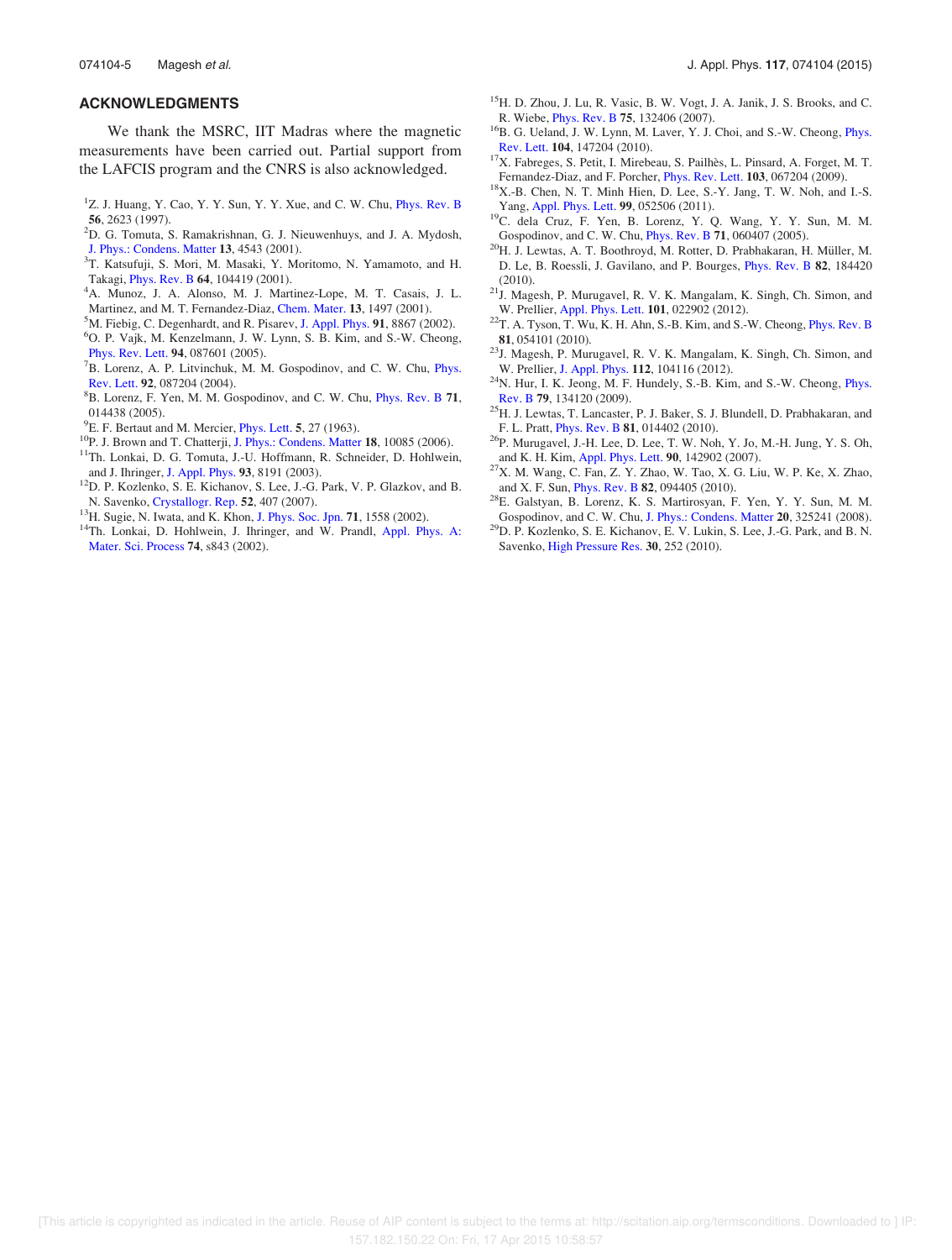## ACKNOWLEDGMENTS

We thank the MSRC, IIT Madras where the magnetic measurements have been carried out. Partial support from the LAFCIS program and the CNRS is also acknowledged.

[1] Z. J. Huang, Y. Cao, Y. Y. Sun, Y. Y. Xue, and C. W. Chu, Phys. Rev. B **56**, 2623 (1997).
[2] D. G. Tomuta, S. Ramakrishnan, G. J. Nieuwenhuys, and J. A. Mydosh, J. Phys.: Condens. Matter **13**, 4543 (2001).
[3] T. Katsufuji, S. Mori, M. Masaki, Y. Moritomo, N. Yamamoto, and H. Takagi, Phys. Rev. B **64**, 104419 (2001).
[4] A. Munoz, J. A. Alonso, M. J. Martinez-Lope, M. T. Casais, J. L. Martinez, and M. T. Fernandez-Diaz, Chem. Mater. **13**, 1497 (2001).
[5] M. Fiebig, C. Degenhardt, and R. Pisarev, J. Appl. Phys. **91**, 8867 (2002).
[6] O. P. Vajk, M. Kenzelmann, J. W. Lynn, S. B. Kim, and S.-W. Cheong, Phys. Rev. Lett. **94**, 087601 (2005).
[7] B. Lorenz, A. P. Litvinchuk, M. M. Gospodinov, and C. W. Chu, Phys. Rev. Lett. **92**, 087204 (2004).
[8] B. Lorenz, F. Yen, M. M. Gospodinov, and C. W. Chu, Phys. Rev. B **71**, 014438 (2005).
[9] E. F. Bertaut and M. Mercier, Phys. Lett. **5**, 27 (1963).
[10] P. J. Brown and T. Chatterji, J. Phys.: Condens. Matter **18**, 10085 (2006).
[11] Th. Lonkai, D. G. Tomuta, J.-U. Hoffmann, R. Schneider, D. Hohlwein, and J. Ihringer, J. Appl. Phys. **93**, 8191 (2003).
[12] D. P. Kozlenko, S. E. Kichanov, S. Lee, J.-G. Park, V. P. Glazkov, and B. N. Savenko, Crystallogr. Rep. **52**, 407 (2007).
[13] H. Sugie, N. Iwata, and K. Khon, J. Phys. Soc. Jpn. **71**, 1558 (2002).
[14] Th. Lonkai, D. Hohlwein, J. Ihringer, and W. Prandl, Appl. Phys. A: Mater. Sci. Process **74**, s843 (2002).
[15] H. D. Zhou, J. Lu, R. Vasic, B. W. Vogt, J. A. Janik, J. S. Brooks, and C. R. Wiebe, Phys. Rev. B **75**, 132406 (2007).
[16] B. G. Ueland, J. W. Lynn, M. Laver, Y. J. Choi, and S.-W. Cheong, Phys. Rev. Lett. **104**, 147204 (2010).
[17] X. Fabreges, S. Petit, I. Mirebeau, S. Pailhès, L. Pinsard, A. Forget, M. T. Fernandez-Diaz, and F. Porcher, Phys. Rev. Lett. **103**, 067204 (2009).
[18] X.-B. Chen, N. T. Minh Hien, D. Lee, S.-Y. Jang, T. W. Noh, and I.-S. Yang, Appl. Phys. Lett. **99**, 052506 (2011).
[19] C. dela Cruz, F. Yen, B. Lorenz, Y. Q. Wang, Y. Y. Sun, M. M. Gospodinov, and C. W. Chu, Phys. Rev. B **71**, 060407 (2005).
[20] H. J. Lewtas, A. T. Boothroyd, M. Rotter, D. Prabhakaran, H. Müller, M. D. Le, B. Roessli, J. Gavilano, and P. Bourges, Phys. Rev. B **82**, 184420 (2010).
[21] J. Magesh, P. Murugavel, R. V. K. Mangalam, K. Singh, Ch. Simon, and W. Prellier, Appl. Phys. Lett. **101**, 022902 (2012).
[22] T. A. Tyson, T. Wu, K. H. Ahn, S.-B. Kim, and S.-W. Cheong, Phys. Rev. B **81**, 054101 (2010).
[23] J. Magesh, P. Murugavel, R. V. K. Mangalam, K. Singh, Ch. Simon, and W. Prellier, J. Appl. Phys. **112**, 104116 (2012).
[24] N. Hur, I. K. Jeong, M. F. Hundely, S.-B. Kim, and S.-W. Cheong, Phys. Rev. B **79**, 134120 (2009).
[25] H. J. Lewtas, T. Lancaster, P. J. Baker, S. J. Blundell, D. Prabhakaran, and F. L. Pratt, Phys. Rev. B **81**, 014402 (2010).
[26] P. Murugavel, J.-H. Lee, D. Lee, T. W. Noh, Y. Jo, M.-H. Jung, Y. S. Oh, and K. H. Kim, Appl. Phys. Lett. **90**, 142902 (2007).
[27] X. M. Wang, C. Fan, Z. Y. Zhao, W. Tao, X. G. Liu, W. P. Ke, X. Zhao, and X. F. Sun, Phys. Rev. B **82**, 094405 (2010).
[28] E. Galstyan, B. Lorenz, K. S. Martirosyan, F. Yen, Y. Y. Sun, M. M. Gospodinov, and C. W. Chu, J. Phys.: Condens. Matter **20**, 325241 (2008).
[29] D. P. Kozlenko, S. E. Kichanov, E. V. Lukin, S. Lee, J.-G. Park, and B. N. Savenko, High Pressure Res. **30**, 252 (2010).